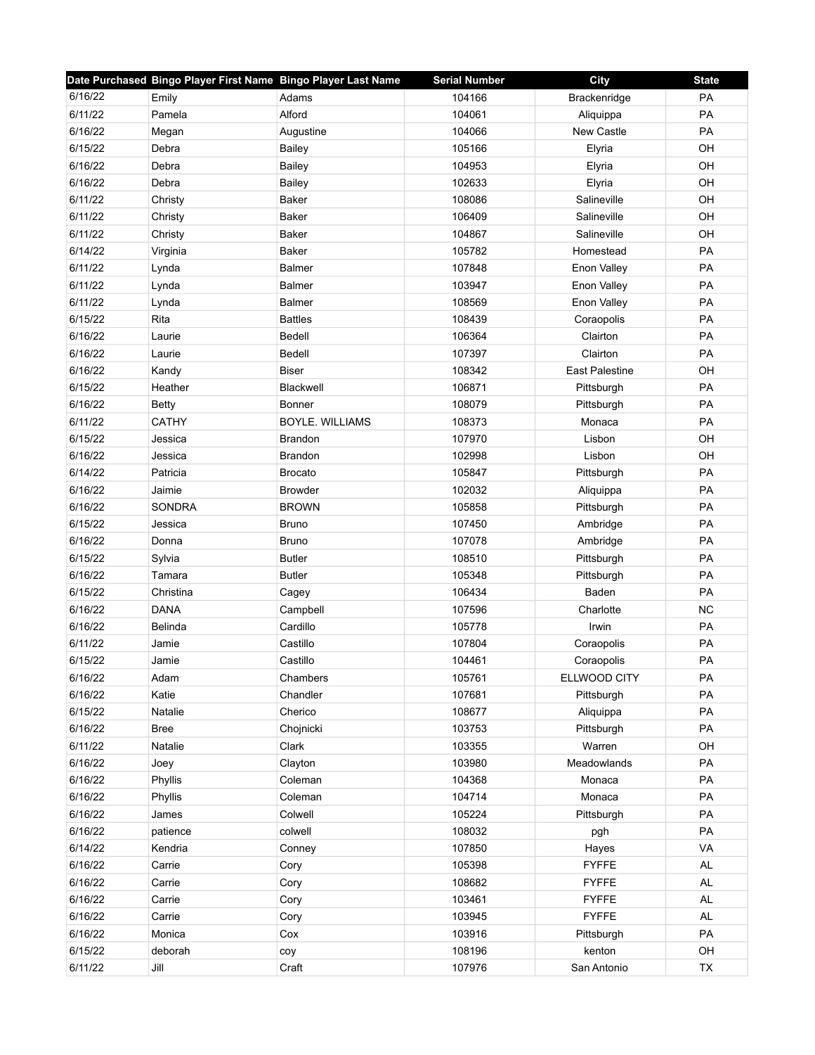| Date Purchased | Bingo Player First Name | Bingo Player Last Name | Serial Number | City | State |
|---|---|---|---|---|---|
| 6/16/22 | Emily | Adams | 104166 | Brackenridge | PA |
| 6/11/22 | Pamela | Alford | 104061 | Aliquippa | PA |
| 6/16/22 | Megan | Augustine | 104066 | New Castle | PA |
| 6/15/22 | Debra | Bailey | 105166 | Elyria | OH |
| 6/16/22 | Debra | Bailey | 104953 | Elyria | OH |
| 6/16/22 | Debra | Bailey | 102633 | Elyria | OH |
| 6/11/22 | Christy | Baker | 108086 | Salineville | OH |
| 6/11/22 | Christy | Baker | 106409 | Salineville | OH |
| 6/11/22 | Christy | Baker | 104867 | Salineville | OH |
| 6/14/22 | Virginia | Baker | 105782 | Homestead | PA |
| 6/11/22 | Lynda | Balmer | 107848 | Enon Valley | PA |
| 6/11/22 | Lynda | Balmer | 103947 | Enon Valley | PA |
| 6/11/22 | Lynda | Balmer | 108569 | Enon Valley | PA |
| 6/15/22 | Rita | Battles | 108439 | Coraopolis | PA |
| 6/16/22 | Laurie | Bedell | 106364 | Clairton | PA |
| 6/16/22 | Laurie | Bedell | 107397 | Clairton | PA |
| 6/16/22 | Kandy | Biser | 108342 | East Palestine | OH |
| 6/15/22 | Heather | Blackwell | 106871 | Pittsburgh | PA |
| 6/16/22 | Betty | Bonner | 108079 | Pittsburgh | PA |
| 6/11/22 | CATHY | BOYLE. WILLIAMS | 108373 | Monaca | PA |
| 6/15/22 | Jessica | Brandon | 107970 | Lisbon | OH |
| 6/16/22 | Jessica | Brandon | 102998 | Lisbon | OH |
| 6/14/22 | Patricia | Brocato | 105847 | Pittsburgh | PA |
| 6/16/22 | Jaimie | Browder | 102032 | Aliquippa | PA |
| 6/16/22 | SONDRA | BROWN | 105858 | Pittsburgh | PA |
| 6/15/22 | Jessica | Bruno | 107450 | Ambridge | PA |
| 6/16/22 | Donna | Bruno | 107078 | Ambridge | PA |
| 6/15/22 | Sylvia | Butler | 108510 | Pittsburgh | PA |
| 6/16/22 | Tamara | Butler | 105348 | Pittsburgh | PA |
| 6/15/22 | Christina | Cagey | 106434 | Baden | PA |
| 6/16/22 | DANA | Campbell | 107596 | Charlotte | NC |
| 6/16/22 | Belinda | Cardillo | 105778 | Irwin | PA |
| 6/11/22 | Jamie | Castillo | 107804 | Coraopolis | PA |
| 6/15/22 | Jamie | Castillo | 104461 | Coraopolis | PA |
| 6/16/22 | Adam | Chambers | 105761 | ELLWOOD CITY | PA |
| 6/16/22 | Katie | Chandler | 107681 | Pittsburgh | PA |
| 6/15/22 | Natalie | Cherico | 108677 | Aliquippa | PA |
| 6/16/22 | Bree | Chojnicki | 103753 | Pittsburgh | PA |
| 6/11/22 | Natalie | Clark | 103355 | Warren | OH |
| 6/16/22 | Joey | Clayton | 103980 | Meadowlands | PA |
| 6/16/22 | Phyllis | Coleman | 104368 | Monaca | PA |
| 6/16/22 | Phyllis | Coleman | 104714 | Monaca | PA |
| 6/16/22 | James | Colwell | 105224 | Pittsburgh | PA |
| 6/16/22 | patience | colwell | 108032 | pgh | PA |
| 6/14/22 | Kendria | Conney | 107850 | Hayes | VA |
| 6/16/22 | Carrie | Cory | 105398 | FYFFE | AL |
| 6/16/22 | Carrie | Cory | 108682 | FYFFE | AL |
| 6/16/22 | Carrie | Cory | 103461 | FYFFE | AL |
| 6/16/22 | Carrie | Cory | 103945 | FYFFE | AL |
| 6/16/22 | Monica | Cox | 103916 | Pittsburgh | PA |
| 6/15/22 | deborah | coy | 108196 | kenton | OH |
| 6/11/22 | Jill | Craft | 107976 | San Antonio | TX |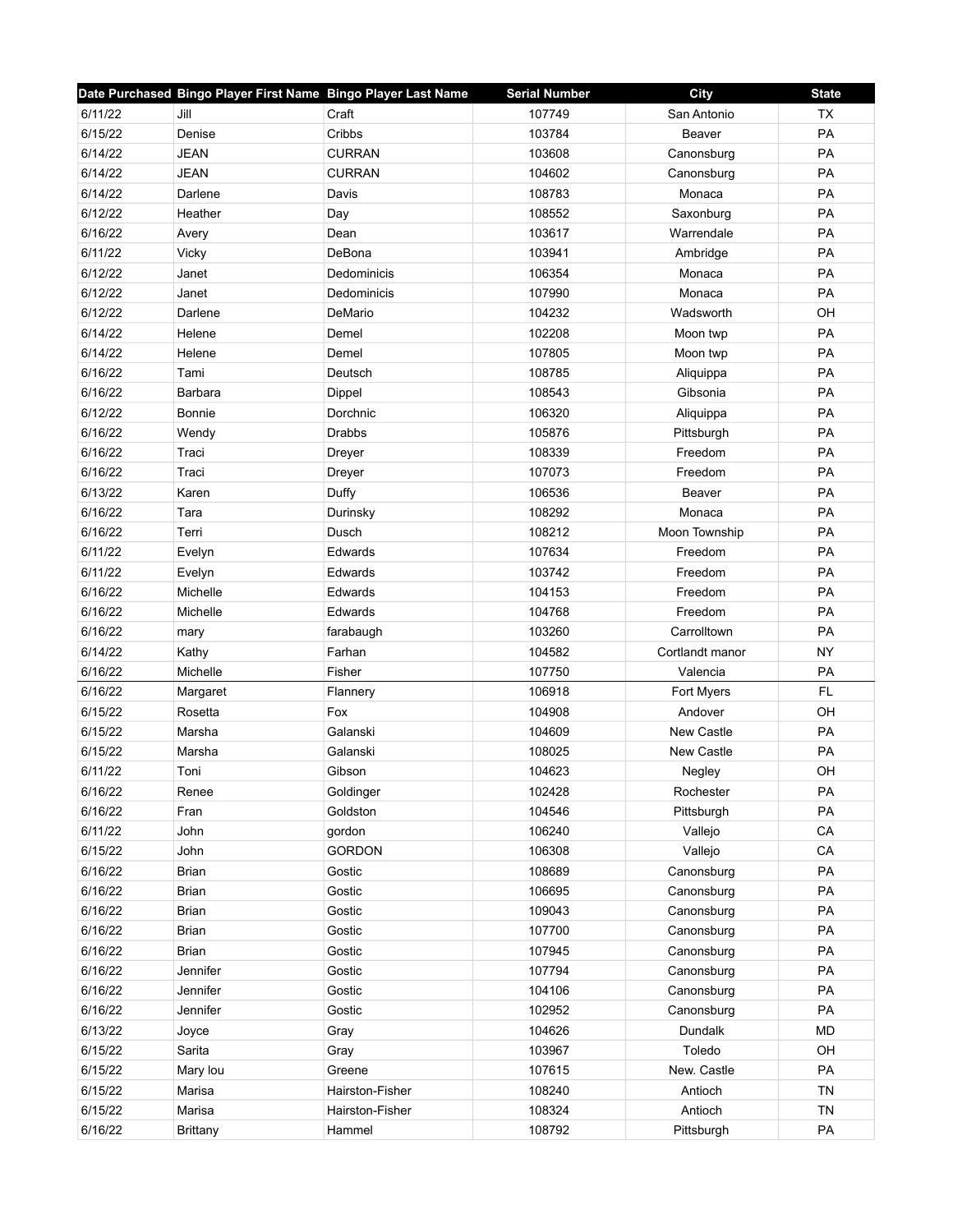| Date Purchased | Bingo Player First Name | Bingo Player Last Name | Serial Number | City | State |
|---|---|---|---|---|---|
| 6/11/22 | Jill | Craft | 107749 | San Antonio | TX |
| 6/15/22 | Denise | Cribbs | 103784 | Beaver | PA |
| 6/14/22 | JEAN | CURRAN | 103608 | Canonsburg | PA |
| 6/14/22 | JEAN | CURRAN | 104602 | Canonsburg | PA |
| 6/14/22 | Darlene | Davis | 108783 | Monaca | PA |
| 6/12/22 | Heather | Day | 108552 | Saxonburg | PA |
| 6/16/22 | Avery | Dean | 103617 | Warrendale | PA |
| 6/11/22 | Vicky | DeBona | 103941 | Ambridge | PA |
| 6/12/22 | Janet | Dedominicis | 106354 | Monaca | PA |
| 6/12/22 | Janet | Dedominicis | 107990 | Monaca | PA |
| 6/12/22 | Darlene | DeMario | 104232 | Wadsworth | OH |
| 6/14/22 | Helene | Demel | 102208 | Moon twp | PA |
| 6/14/22 | Helene | Demel | 107805 | Moon twp | PA |
| 6/16/22 | Tami | Deutsch | 108785 | Aliquippa | PA |
| 6/16/22 | Barbara | Dippel | 108543 | Gibsonia | PA |
| 6/12/22 | Bonnie | Dorchnic | 106320 | Aliquippa | PA |
| 6/16/22 | Wendy | Drabbs | 105876 | Pittsburgh | PA |
| 6/16/22 | Traci | Dreyer | 108339 | Freedom | PA |
| 6/16/22 | Traci | Dreyer | 107073 | Freedom | PA |
| 6/13/22 | Karen | Duffy | 106536 | Beaver | PA |
| 6/16/22 | Tara | Durinsky | 108292 | Monaca | PA |
| 6/16/22 | Terri | Dusch | 108212 | Moon Township | PA |
| 6/11/22 | Evelyn | Edwards | 107634 | Freedom | PA |
| 6/11/22 | Evelyn | Edwards | 103742 | Freedom | PA |
| 6/16/22 | Michelle | Edwards | 104153 | Freedom | PA |
| 6/16/22 | Michelle | Edwards | 104768 | Freedom | PA |
| 6/16/22 | mary | farabaugh | 103260 | Carrolltown | PA |
| 6/14/22 | Kathy | Farhan | 104582 | Cortlandt manor | NY |
| 6/16/22 | Michelle | Fisher | 107750 | Valencia | PA |
| 6/16/22 | Margaret | Flannery | 106918 | Fort Myers | FL |
| 6/15/22 | Rosetta | Fox | 104908 | Andover | OH |
| 6/15/22 | Marsha | Galanski | 104609 | New Castle | PA |
| 6/15/22 | Marsha | Galanski | 108025 | New Castle | PA |
| 6/11/22 | Toni | Gibson | 104623 | Negley | OH |
| 6/16/22 | Renee | Goldinger | 102428 | Rochester | PA |
| 6/16/22 | Fran | Goldston | 104546 | Pittsburgh | PA |
| 6/11/22 | John | gordon | 106240 | Vallejo | CA |
| 6/15/22 | John | GORDON | 106308 | Vallejo | CA |
| 6/16/22 | Brian | Gostic | 108689 | Canonsburg | PA |
| 6/16/22 | Brian | Gostic | 106695 | Canonsburg | PA |
| 6/16/22 | Brian | Gostic | 109043 | Canonsburg | PA |
| 6/16/22 | Brian | Gostic | 107700 | Canonsburg | PA |
| 6/16/22 | Brian | Gostic | 107945 | Canonsburg | PA |
| 6/16/22 | Jennifer | Gostic | 107794 | Canonsburg | PA |
| 6/16/22 | Jennifer | Gostic | 104106 | Canonsburg | PA |
| 6/16/22 | Jennifer | Gostic | 102952 | Canonsburg | PA |
| 6/13/22 | Joyce | Gray | 104626 | Dundalk | MD |
| 6/15/22 | Sarita | Gray | 103967 | Toledo | OH |
| 6/15/22 | Mary lou | Greene | 107615 | New. Castle | PA |
| 6/15/22 | Marisa | Hairston-Fisher | 108240 | Antioch | TN |
| 6/15/22 | Marisa | Hairston-Fisher | 108324 | Antioch | TN |
| 6/16/22 | Brittany | Hammel | 108792 | Pittsburgh | PA |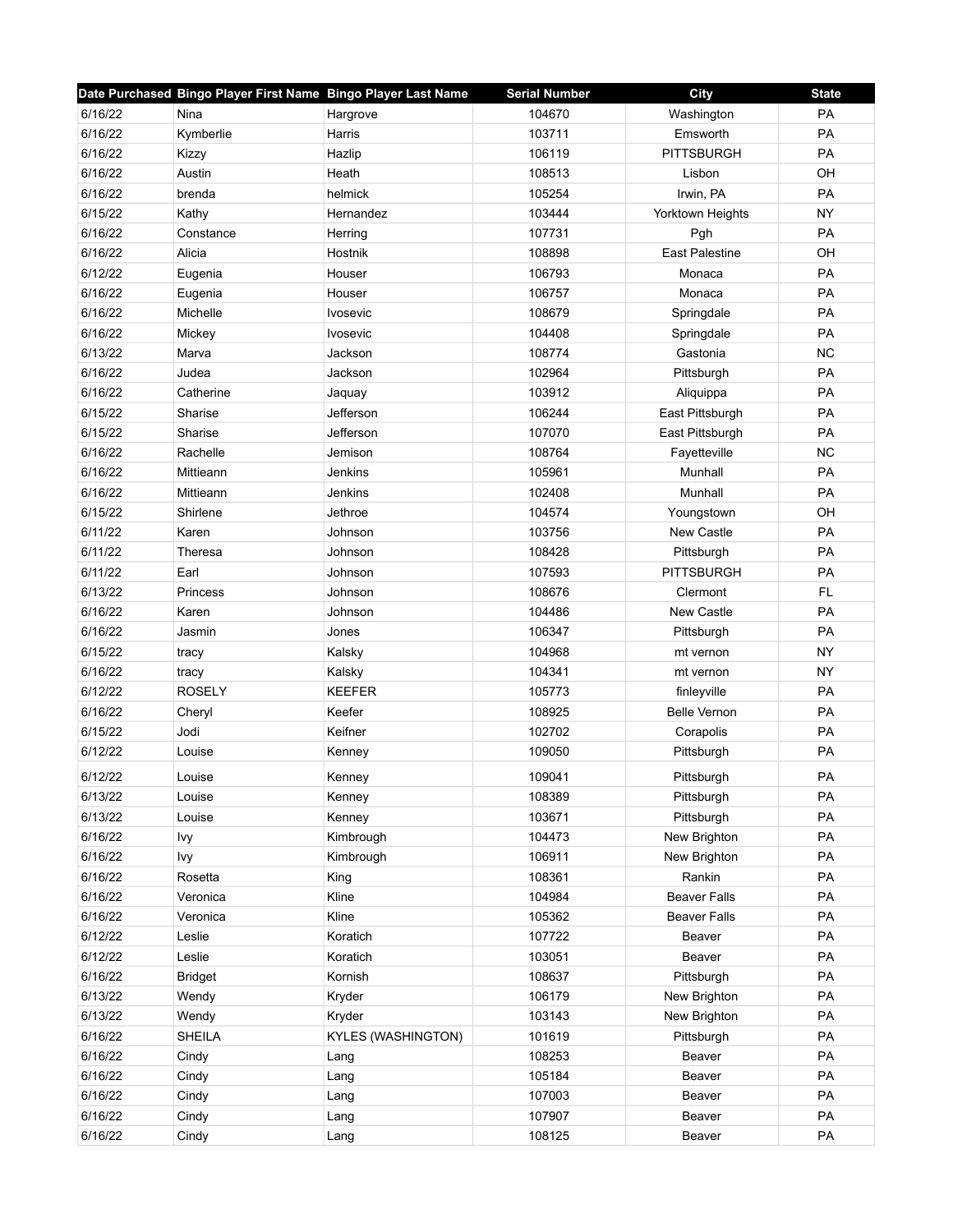| Date Purchased | Bingo Player First Name | Bingo Player Last Name | Serial Number | City | State |
|---|---|---|---|---|---|
| 6/16/22 | Nina | Hargrove | 104670 | Washington | PA |
| 6/16/22 | Kymberlie | Harris | 103711 | Emsworth | PA |
| 6/16/22 | Kizzy | Hazlip | 106119 | PITTSBURGH | PA |
| 6/16/22 | Austin | Heath | 108513 | Lisbon | OH |
| 6/16/22 | brenda | helmick | 105254 | Irwin, PA | PA |
| 6/15/22 | Kathy | Hernandez | 103444 | Yorktown Heights | NY |
| 6/16/22 | Constance | Herring | 107731 | Pgh | PA |
| 6/16/22 | Alicia | Hostnik | 108898 | East Palestine | OH |
| 6/12/22 | Eugenia | Houser | 106793 | Monaca | PA |
| 6/16/22 | Eugenia | Houser | 106757 | Monaca | PA |
| 6/16/22 | Michelle | Ivosevic | 108679 | Springdale | PA |
| 6/16/22 | Mickey | Ivosevic | 104408 | Springdale | PA |
| 6/13/22 | Marva | Jackson | 108774 | Gastonia | NC |
| 6/16/22 | Judea | Jackson | 102964 | Pittsburgh | PA |
| 6/16/22 | Catherine | Jaquay | 103912 | Aliquippa | PA |
| 6/15/22 | Sharise | Jefferson | 106244 | East Pittsburgh | PA |
| 6/15/22 | Sharise | Jefferson | 107070 | East Pittsburgh | PA |
| 6/16/22 | Rachelle | Jemison | 108764 | Fayetteville | NC |
| 6/16/22 | Mittieann | Jenkins | 105961 | Munhall | PA |
| 6/16/22 | Mittieann | Jenkins | 102408 | Munhall | PA |
| 6/15/22 | Shirlene | Jethroe | 104574 | Youngstown | OH |
| 6/11/22 | Karen | Johnson | 103756 | New Castle | PA |
| 6/11/22 | Theresa | Johnson | 108428 | Pittsburgh | PA |
| 6/11/22 | Earl | Johnson | 107593 | PITTSBURGH | PA |
| 6/13/22 | Princess | Johnson | 108676 | Clermont | FL |
| 6/16/22 | Karen | Johnson | 104486 | New Castle | PA |
| 6/16/22 | Jasmin | Jones | 106347 | Pittsburgh | PA |
| 6/15/22 | tracy | Kalsky | 104968 | mt vernon | NY |
| 6/16/22 | tracy | Kalsky | 104341 | mt vernon | NY |
| 6/12/22 | ROSELY | KEEFER | 105773 | finleyville | PA |
| 6/16/22 | Cheryl | Keefer | 108925 | Belle Vernon | PA |
| 6/15/22 | Jodi | Keifner | 102702 | Corapolis | PA |
| 6/12/22 | Louise | Kenney | 109050 | Pittsburgh | PA |
| 6/12/22 | Louise | Kenney | 109041 | Pittsburgh | PA |
| 6/13/22 | Louise | Kenney | 108389 | Pittsburgh | PA |
| 6/13/22 | Louise | Kenney | 103671 | Pittsburgh | PA |
| 6/16/22 | Ivy | Kimbrough | 104473 | New Brighton | PA |
| 6/16/22 | Ivy | Kimbrough | 106911 | New Brighton | PA |
| 6/16/22 | Rosetta | King | 108361 | Rankin | PA |
| 6/16/22 | Veronica | Kline | 104984 | Beaver Falls | PA |
| 6/16/22 | Veronica | Kline | 105362 | Beaver Falls | PA |
| 6/12/22 | Leslie | Koratich | 107722 | Beaver | PA |
| 6/12/22 | Leslie | Koratich | 103051 | Beaver | PA |
| 6/16/22 | Bridget | Kornish | 108637 | Pittsburgh | PA |
| 6/13/22 | Wendy | Kryder | 106179 | New Brighton | PA |
| 6/13/22 | Wendy | Kryder | 103143 | New Brighton | PA |
| 6/16/22 | SHEILA | KYLES (WASHINGTON) | 101619 | Pittsburgh | PA |
| 6/16/22 | Cindy | Lang | 108253 | Beaver | PA |
| 6/16/22 | Cindy | Lang | 105184 | Beaver | PA |
| 6/16/22 | Cindy | Lang | 107003 | Beaver | PA |
| 6/16/22 | Cindy | Lang | 107907 | Beaver | PA |
| 6/16/22 | Cindy | Lang | 108125 | Beaver | PA |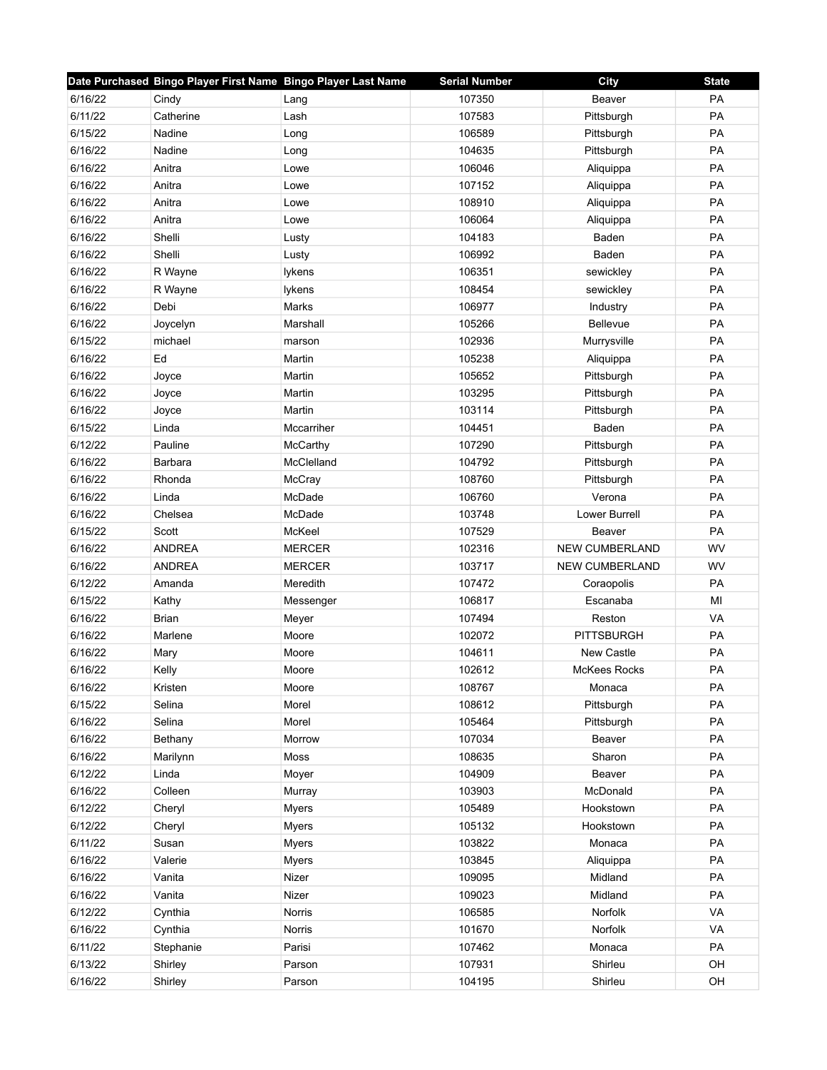| Date Purchased | Bingo Player First Name | Bingo Player Last Name | Serial Number | City | State |
|---|---|---|---|---|---|
| 6/16/22 | Cindy | Lang | 107350 | Beaver | PA |
| 6/11/22 | Catherine | Lash | 107583 | Pittsburgh | PA |
| 6/15/22 | Nadine | Long | 106589 | Pittsburgh | PA |
| 6/16/22 | Nadine | Long | 104635 | Pittsburgh | PA |
| 6/16/22 | Anitra | Lowe | 106046 | Aliquippa | PA |
| 6/16/22 | Anitra | Lowe | 107152 | Aliquippa | PA |
| 6/16/22 | Anitra | Lowe | 108910 | Aliquippa | PA |
| 6/16/22 | Anitra | Lowe | 106064 | Aliquippa | PA |
| 6/16/22 | Shelli | Lusty | 104183 | Baden | PA |
| 6/16/22 | Shelli | Lusty | 106992 | Baden | PA |
| 6/16/22 | R Wayne | lykens | 106351 | sewickley | PA |
| 6/16/22 | R Wayne | lykens | 108454 | sewickley | PA |
| 6/16/22 | Debi | Marks | 106977 | Industry | PA |
| 6/16/22 | Joycelyn | Marshall | 105266 | Bellevue | PA |
| 6/15/22 | michael | marson | 102936 | Murrysville | PA |
| 6/16/22 | Ed | Martin | 105238 | Aliquippa | PA |
| 6/16/22 | Joyce | Martin | 105652 | Pittsburgh | PA |
| 6/16/22 | Joyce | Martin | 103295 | Pittsburgh | PA |
| 6/16/22 | Joyce | Martin | 103114 | Pittsburgh | PA |
| 6/15/22 | Linda | Mccarriher | 104451 | Baden | PA |
| 6/12/22 | Pauline | McCarthy | 107290 | Pittsburgh | PA |
| 6/16/22 | Barbara | McClelland | 104792 | Pittsburgh | PA |
| 6/16/22 | Rhonda | McCray | 108760 | Pittsburgh | PA |
| 6/16/22 | Linda | McDade | 106760 | Verona | PA |
| 6/16/22 | Chelsea | McDade | 103748 | Lower Burrell | PA |
| 6/15/22 | Scott | McKeel | 107529 | Beaver | PA |
| 6/16/22 | ANDREA | MERCER | 102316 | NEW CUMBERLAND | WV |
| 6/16/22 | ANDREA | MERCER | 103717 | NEW CUMBERLAND | WV |
| 6/12/22 | Amanda | Meredith | 107472 | Coraopolis | PA |
| 6/15/22 | Kathy | Messenger | 106817 | Escanaba | MI |
| 6/16/22 | Brian | Meyer | 107494 | Reston | VA |
| 6/16/22 | Marlene | Moore | 102072 | PITTSBURGH | PA |
| 6/16/22 | Mary | Moore | 104611 | New Castle | PA |
| 6/16/22 | Kelly | Moore | 102612 | McKees Rocks | PA |
| 6/16/22 | Kristen | Moore | 108767 | Monaca | PA |
| 6/15/22 | Selina | Morel | 108612 | Pittsburgh | PA |
| 6/16/22 | Selina | Morel | 105464 | Pittsburgh | PA |
| 6/16/22 | Bethany | Morrow | 107034 | Beaver | PA |
| 6/16/22 | Marilynn | Moss | 108635 | Sharon | PA |
| 6/12/22 | Linda | Moyer | 104909 | Beaver | PA |
| 6/16/22 | Colleen | Murray | 103903 | McDonald | PA |
| 6/12/22 | Cheryl | Myers | 105489 | Hookstown | PA |
| 6/12/22 | Cheryl | Myers | 105132 | Hookstown | PA |
| 6/11/22 | Susan | Myers | 103822 | Monaca | PA |
| 6/16/22 | Valerie | Myers | 103845 | Aliquippa | PA |
| 6/16/22 | Vanita | Nizer | 109095 | Midland | PA |
| 6/16/22 | Vanita | Nizer | 109023 | Midland | PA |
| 6/12/22 | Cynthia | Norris | 106585 | Norfolk | VA |
| 6/16/22 | Cynthia | Norris | 101670 | Norfolk | VA |
| 6/11/22 | Stephanie | Parisi | 107462 | Monaca | PA |
| 6/13/22 | Shirley | Parson | 107931 | Shirleu | OH |
| 6/16/22 | Shirley | Parson | 104195 | Shirleu | OH |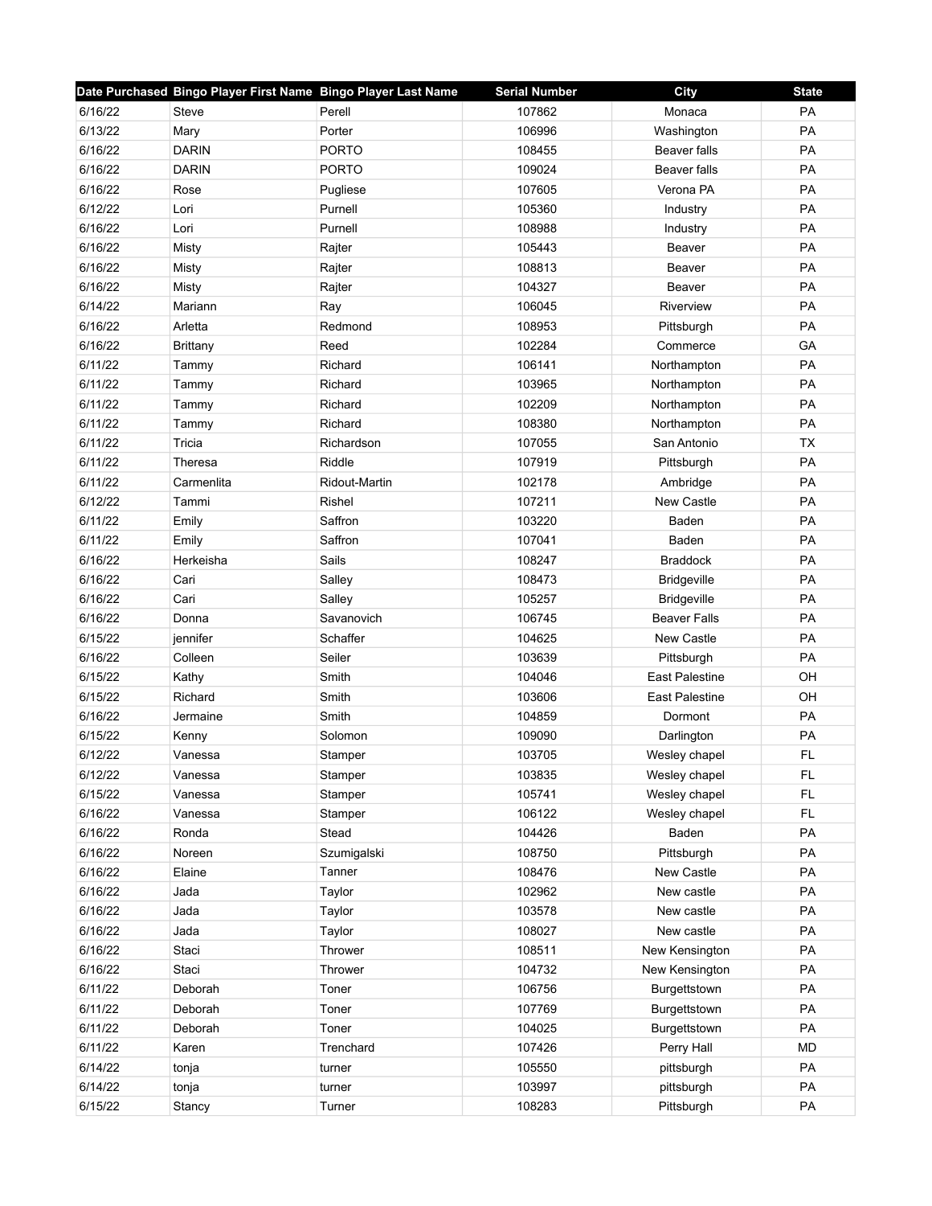| Date Purchased | Bingo Player First Name | Bingo Player Last Name | Serial Number | City | State |
|---|---|---|---|---|---|
| 6/16/22 | Steve | Perell | 107862 | Monaca | PA |
| 6/13/22 | Mary | Porter | 106996 | Washington | PA |
| 6/16/22 | DARIN | PORTO | 108455 | Beaver falls | PA |
| 6/16/22 | DARIN | PORTO | 109024 | Beaver falls | PA |
| 6/16/22 | Rose | Pugliese | 107605 | Verona PA | PA |
| 6/12/22 | Lori | Purnell | 105360 | Industry | PA |
| 6/16/22 | Lori | Purnell | 108988 | Industry | PA |
| 6/16/22 | Misty | Rajter | 105443 | Beaver | PA |
| 6/16/22 | Misty | Rajter | 108813 | Beaver | PA |
| 6/16/22 | Misty | Rajter | 104327 | Beaver | PA |
| 6/14/22 | Mariann | Ray | 106045 | Riverview | PA |
| 6/16/22 | Arletta | Redmond | 108953 | Pittsburgh | PA |
| 6/16/22 | Brittany | Reed | 102284 | Commerce | GA |
| 6/11/22 | Tammy | Richard | 106141 | Northampton | PA |
| 6/11/22 | Tammy | Richard | 103965 | Northampton | PA |
| 6/11/22 | Tammy | Richard | 102209 | Northampton | PA |
| 6/11/22 | Tammy | Richard | 108380 | Northampton | PA |
| 6/11/22 | Tricia | Richardson | 107055 | San Antonio | TX |
| 6/11/22 | Theresa | Riddle | 107919 | Pittsburgh | PA |
| 6/11/22 | Carmenlita | Ridout-Martin | 102178 | Ambridge | PA |
| 6/12/22 | Tammi | Rishel | 107211 | New Castle | PA |
| 6/11/22 | Emily | Saffron | 103220 | Baden | PA |
| 6/11/22 | Emily | Saffron | 107041 | Baden | PA |
| 6/16/22 | Herkeisha | Sails | 108247 | Braddock | PA |
| 6/16/22 | Cari | Salley | 108473 | Bridgeville | PA |
| 6/16/22 | Cari | Salley | 105257 | Bridgeville | PA |
| 6/16/22 | Donna | Savanovich | 106745 | Beaver Falls | PA |
| 6/15/22 | jennifer | Schaffer | 104625 | New Castle | PA |
| 6/16/22 | Colleen | Seiler | 103639 | Pittsburgh | PA |
| 6/15/22 | Kathy | Smith | 104046 | East Palestine | OH |
| 6/15/22 | Richard | Smith | 103606 | East Palestine | OH |
| 6/16/22 | Jermaine | Smith | 104859 | Dormont | PA |
| 6/15/22 | Kenny | Solomon | 109090 | Darlington | PA |
| 6/12/22 | Vanessa | Stamper | 103705 | Wesley chapel | FL |
| 6/12/22 | Vanessa | Stamper | 103835 | Wesley chapel | FL |
| 6/15/22 | Vanessa | Stamper | 105741 | Wesley chapel | FL |
| 6/16/22 | Vanessa | Stamper | 106122 | Wesley chapel | FL |
| 6/16/22 | Ronda | Stead | 104426 | Baden | PA |
| 6/16/22 | Noreen | Szumigalski | 108750 | Pittsburgh | PA |
| 6/16/22 | Elaine | Tanner | 108476 | New Castle | PA |
| 6/16/22 | Jada | Taylor | 102962 | New castle | PA |
| 6/16/22 | Jada | Taylor | 103578 | New castle | PA |
| 6/16/22 | Jada | Taylor | 108027 | New castle | PA |
| 6/16/22 | Staci | Thrower | 108511 | New Kensington | PA |
| 6/16/22 | Staci | Thrower | 104732 | New Kensington | PA |
| 6/11/22 | Deborah | Toner | 106756 | Burgettstown | PA |
| 6/11/22 | Deborah | Toner | 107769 | Burgettstown | PA |
| 6/11/22 | Deborah | Toner | 104025 | Burgettstown | PA |
| 6/11/22 | Karen | Trenchard | 107426 | Perry Hall | MD |
| 6/14/22 | tonja | turner | 105550 | pittsburgh | PA |
| 6/14/22 | tonja | turner | 103997 | pittsburgh | PA |
| 6/15/22 | Stancy | Turner | 108283 | Pittsburgh | PA |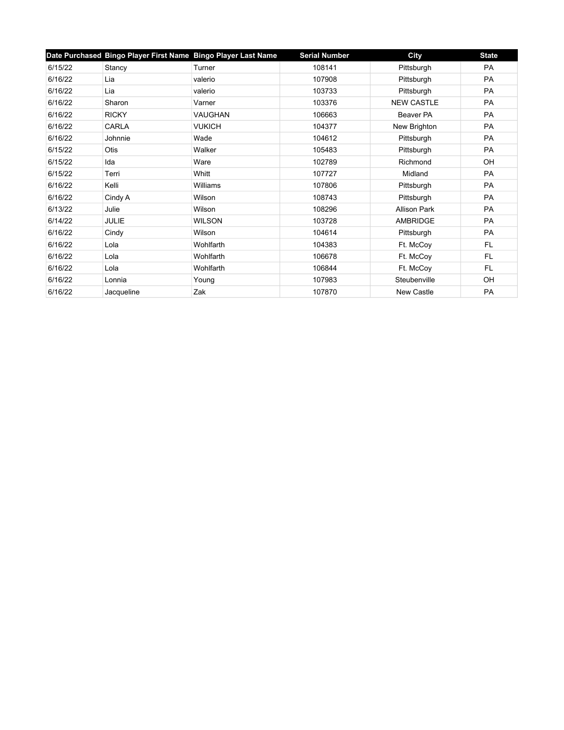| Date Purchased | Bingo Player First Name | Bingo Player Last Name | Serial Number | City | State |
|---|---|---|---|---|---|
| 6/15/22 | Stancy | Turner | 108141 | Pittsburgh | PA |
| 6/16/22 | Lia | valerio | 107908 | Pittsburgh | PA |
| 6/16/22 | Lia | valerio | 103733 | Pittsburgh | PA |
| 6/16/22 | Sharon | Varner | 103376 | NEW CASTLE | PA |
| 6/16/22 | RICKY | VAUGHAN | 106663 | Beaver PA | PA |
| 6/16/22 | CARLA | VUKICH | 104377 | New Brighton | PA |
| 6/16/22 | Johnnie | Wade | 104612 | Pittsburgh | PA |
| 6/15/22 | Otis | Walker | 105483 | Pittsburgh | PA |
| 6/15/22 | Ida | Ware | 102789 | Richmond | OH |
| 6/15/22 | Terri | Whitt | 107727 | Midland | PA |
| 6/16/22 | Kelli | Williams | 107806 | Pittsburgh | PA |
| 6/16/22 | Cindy A | Wilson | 108743 | Pittsburgh | PA |
| 6/13/22 | Julie | Wilson | 108296 | Allison Park | PA |
| 6/14/22 | JULIE | WILSON | 103728 | AMBRIDGE | PA |
| 6/16/22 | Cindy | Wilson | 104614 | Pittsburgh | PA |
| 6/16/22 | Lola | Wohlfarth | 104383 | Ft. McCoy | FL |
| 6/16/22 | Lola | Wohlfarth | 106678 | Ft. McCoy | FL |
| 6/16/22 | Lola | Wohlfarth | 106844 | Ft. McCoy | FL |
| 6/16/22 | Lonnia | Young | 107983 | Steubenville | OH |
| 6/16/22 | Jacqueline | Zak | 107870 | New Castle | PA |